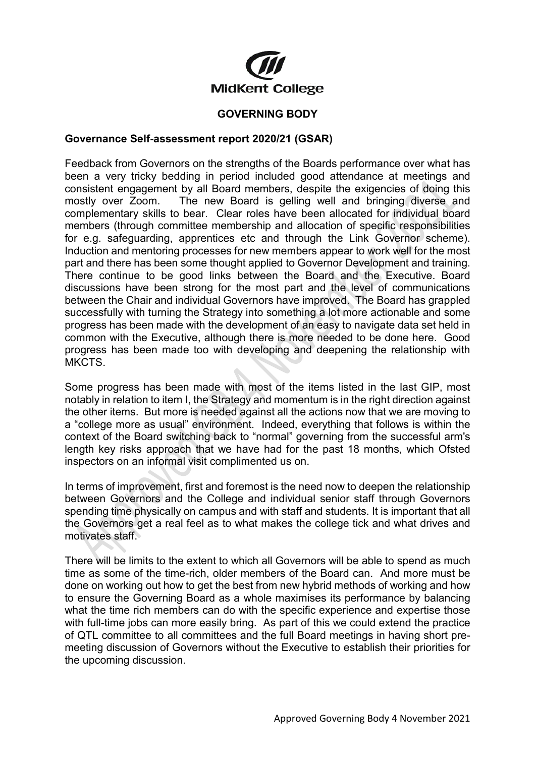**MidKent College**

**GOVERNING BODY**

**Governance Self-assessment report 2020/21 (GSAR)**

Feedback from Governors on the strengths of the Boards performance over what has been a very tricky bedding in period included good attendance at meetings and consistent engagement by all Board members, despite the exigencies of doing this mostly over Zoom. The new Board is gelling well and bringing diverse and complementary skills to bear. Clear roles have been allocated for individual board members (through committee membership and allocation of specific responsibilities for e.g. safeguarding, apprentices etc and through the Link Governor scheme). Induction and mentoring processes for new members appear to work well for the most part and there has been some thought applied to Governor Development and training. There continue to be good links between the Board and the Executive. Board discussions have been strong for the most part and the level of communications between the Chair and individual Governors have improved. The Board has grappled successfully with turning the Strategy into something a lot more actionable and some progress has been made with the development of an easy to navigate data set held in common with the Executive, although there is more needed to be done here. Good progress has been made too with developing and deepening the relationship with MKCTS.

Some progress has been made with most of the items listed in the last GIP, most notably in relation to item I, the Strategy and momentum is in the right direction against the other items. But more is needed against all the actions now that we are moving to a "college more as usual" environment. Indeed, everything that follows is within the context of the Board switching back to "normal" governing from the successful arm's length key risks approach that we have had for the past 18 months, which Ofsted inspectors on an informal visit complimented us on.

In terms of improvement, first and foremost is the need now to deepen the relationship between Governors and the College and individual senior staff through Governors spending time physically on campus and with staff and students. It is important that all the Governors get a real feel as to what makes the college tick and what drives and motivates staff.

There will be limits to the extent to which all Governors will be able to spend as much time as some of the time-rich, older members of the Board can. And more must be done on working out how to get the best from new hybrid methods of working and how to ensure the Governing Board as a whole maximises its performance by balancing what the time rich members can do with the specific experience and expertise those with full-time jobs can more easily bring. As part of this we could extend the practice of QTL committee to all committees and the full Board meetings in having short pre-meeting discussion of Governors without the Executive to establish their priorities for the upcoming discussion.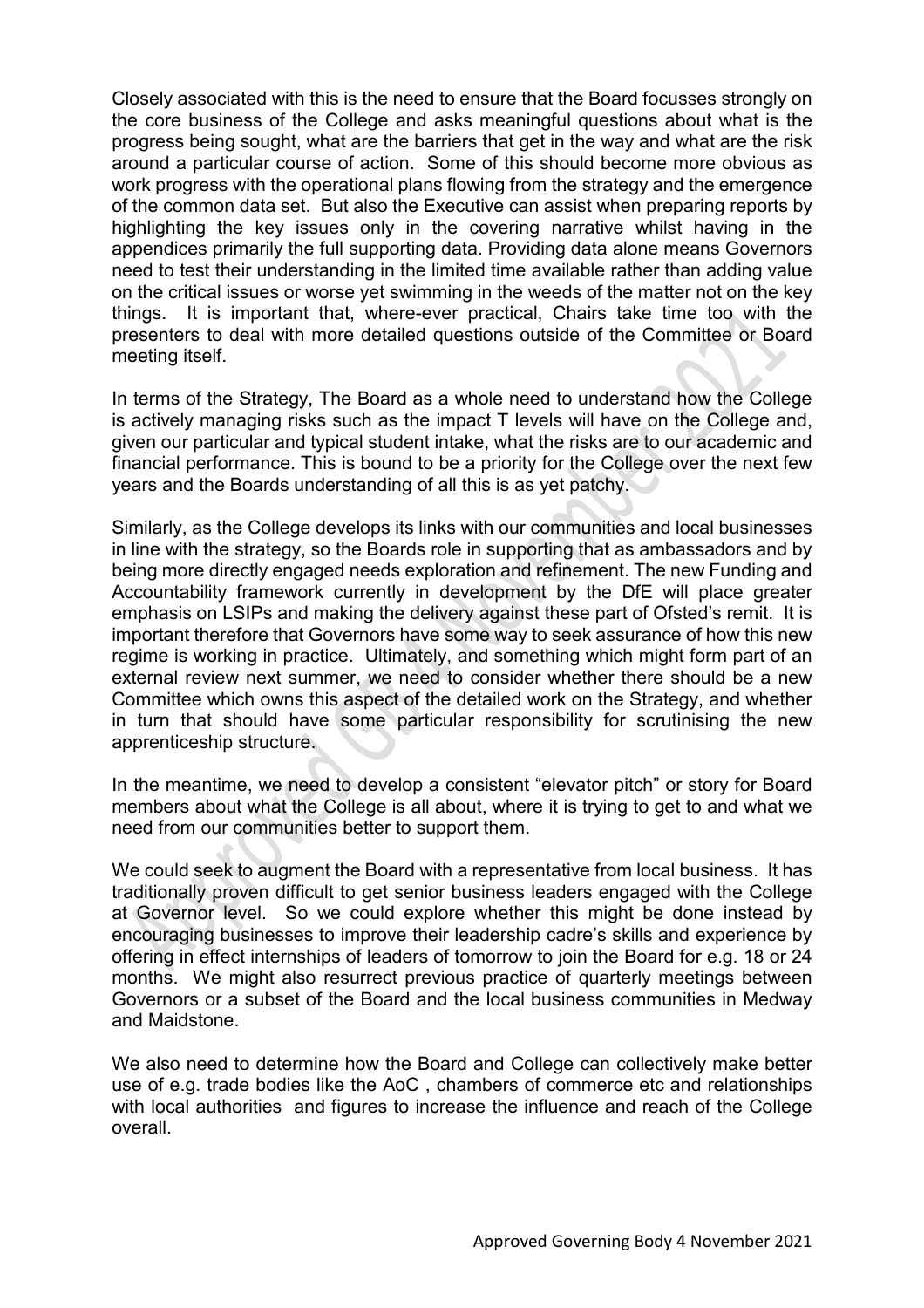Closely associated with this is the need to ensure that the Board focusses strongly on the core business of the College and asks meaningful questions about what is the progress being sought, what are the barriers that get in the way and what are the risk around a particular course of action. Some of this should become more obvious as work progress with the operational plans flowing from the strategy and the emergence of the common data set. But also the Executive can assist when preparing reports by highlighting the key issues only in the covering narrative whilst having in the appendices primarily the full supporting data. Providing data alone means Governors need to test their understanding in the limited time available rather than adding value on the critical issues or worse yet swimming in the weeds of the matter not on the key things. It is important that, where-ever practical, Chairs take time too with the presenters to deal with more detailed questions outside of the Committee or Board meeting itself.

In terms of the Strategy, The Board as a whole need to understand how the College is actively managing risks such as the impact T levels will have on the College and, given our particular and typical student intake, what the risks are to our academic and financial performance. This is bound to be a priority for the College over the next few years and the Boards understanding of all this is as yet patchy.

Similarly, as the College develops its links with our communities and local businesses in line with the strategy, so the Boards role in supporting that as ambassadors and by being more directly engaged needs exploration and refinement. The new Funding and Accountability framework currently in development by the DfE will place greater emphasis on LSIPs and making the delivery against these part of Ofsted's remit. It is important therefore that Governors have some way to seek assurance of how this new regime is working in practice. Ultimately, and something which might form part of an external review next summer, we need to consider whether there should be a new Committee which owns this aspect of the detailed work on the Strategy, and whether in turn that should have some particular responsibility for scrutinising the new apprenticeship structure.

In the meantime, we need to develop a consistent "elevator pitch" or story for Board members about what the College is all about, where it is trying to get to and what we need from our communities better to support them.

We could seek to augment the Board with a representative from local business. It has traditionally proven difficult to get senior business leaders engaged with the College at Governor level. So we could explore whether this might be done instead by encouraging businesses to improve their leadership cadre's skills and experience by offering in effect internships of leaders of tomorrow to join the Board for e.g. 18 or 24 months. We might also resurrect previous practice of quarterly meetings between Governors or a subset of the Board and the local business communities in Medway and Maidstone.

We also need to determine how the Board and College can collectively make better use of e.g. trade bodies like the AoC , chambers of commerce etc and relationships with local authorities and figures to increase the influence and reach of the College overall.